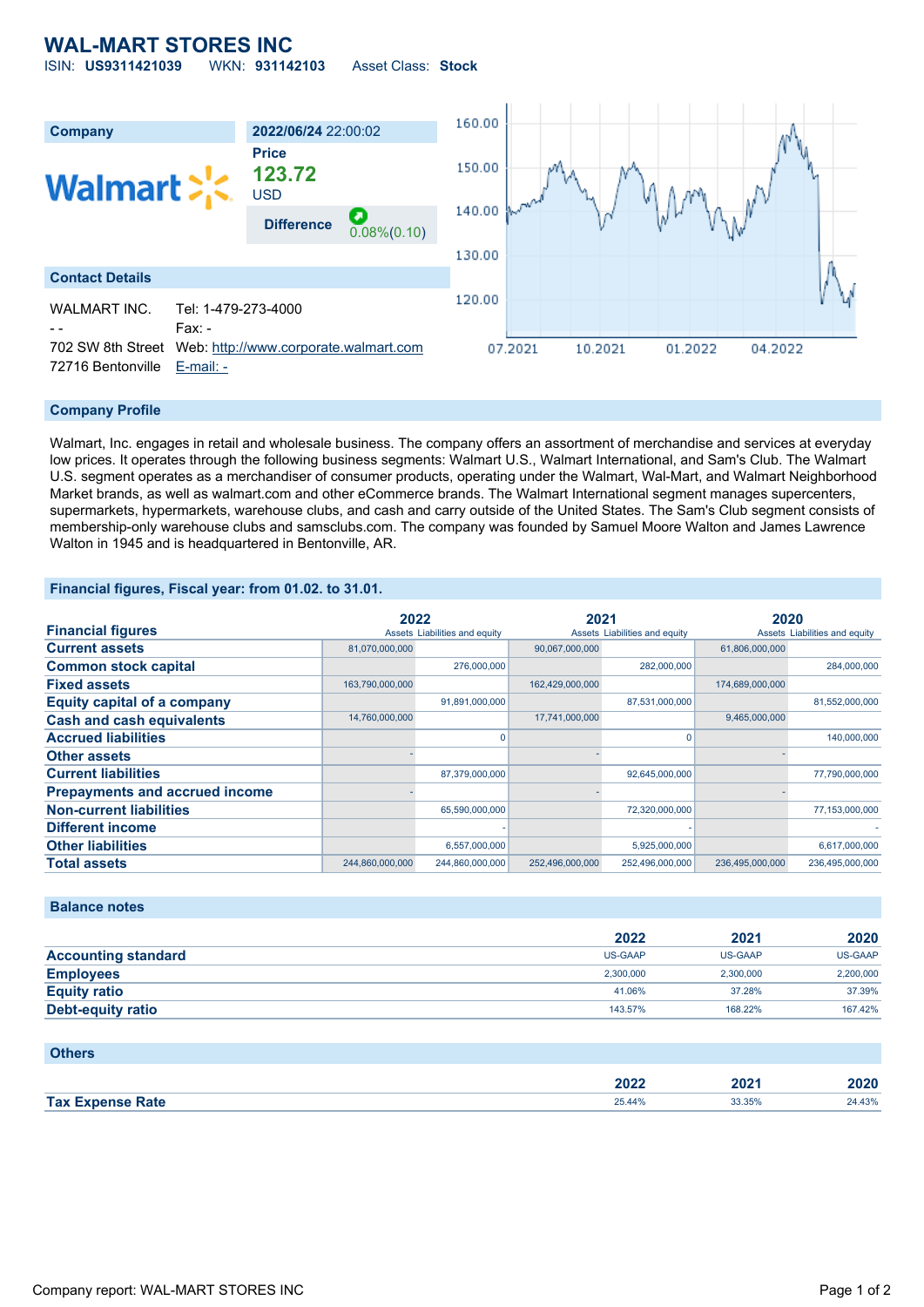# WAL-MART STORES INC

ISIN: **US9311421039** WKN: **931142103** Asset Class: **Stock**

| Company | 2022/06/24 22:00:02 |
|---|---|
| Walmart | **Price** 123.72 USD |
| | **Difference** 0.08%(0.10) |

**Contact Details**

| | |
|---|---|
| WALMART INC. | Tel: 1-479-273-4000 |
| - - | Fax: - |
| 702 SW 8th Street | Web: http://www.corporate.walmart.com |
| 72716 Bentonville | E-mail: - |

## Company Profile

Walmart, Inc. engages in retail and wholesale business. The company offers an assortment of merchandise and services at everyday low prices. It operates through the following business segments: Walmart U.S., Walmart International, and Sam's Club. The Walmart U.S. segment operates as a merchandiser of consumer products, operating under the Walmart, Wal-Mart, and Walmart Neighborhood Market brands, as well as walmart.com and other eCommerce brands. The Walmart International segment manages supercenters, supermarkets, hypermarkets, warehouse clubs, and cash and carry outside of the United States. The Sam's Club segment consists of membership-only warehouse clubs and samsclubs.com. The company was founded by Samuel Moore Walton and James Lawrence Walton in 1945 and is headquartered in Bentonville, AR.

## Financial figures, Fiscal year: from 01.02. to 31.01.

| Financial figures | 2022 | | 2021 | | 2020 | |
|---|---|---|---|---|---|---|
| | Assets | Liabilities and equity | Assets | Liabilities and equity | Assets | Liabilities and equity |
| **Current assets** | 81,070,000,000 | | 90,067,000,000 | | 61,806,000,000 | |
| **Common stock capital** | | 276,000,000 | | 282,000,000 | | 284,000,000 |
| **Fixed assets** | 163,790,000,000 | | 162,429,000,000 | | 174,689,000,000 | |
| **Equity capital of a company** | | 91,891,000,000 | | 87,531,000,000 | | 81,552,000,000 |
| **Cash and cash equivalents** | 14,760,000,000 | | 17,741,000,000 | | 9,465,000,000 | |
| **Accrued liabilities** | | 0 | | 0 | | 140,000,000 |
| **Other assets** | - | | - | | - | |
| **Current liabilities** | | 87,379,000,000 | | 92,645,000,000 | | 77,790,000,000 |
| **Prepayments and accrued income** | - | | - | | - | |
| **Non-current liabilities** | | 65,590,000,000 | | 72,320,000,000 | | 77,153,000,000 |
| **Different income** | | - | | - | | - |
| **Other liabilities** | | 6,557,000,000 | | 5,925,000,000 | | 6,617,000,000 |
| **Total assets** | 244,860,000,000 | 244,860,000,000 | 252,496,000,000 | 252,496,000,000 | 236,495,000,000 | 236,495,000,000 |

## Balance notes

| | 2022 | 2021 | 2020 |
|---|---|---|---|
| **Accounting standard** | US-GAAP | US-GAAP | US-GAAP |
| **Employees** | 2,300,000 | 2,300,000 | 2,200,000 |
| **Equity ratio** | 41.06% | 37.28% | 37.39% |
| **Debt-equity ratio** | 143.57% | 168.22% | 167.42% |

## Others

| | 2022 | 2021 | 2020 |
|---|---|---|---|
| **Tax Expense Rate** | 25.44% | 33.35% | 24.43% |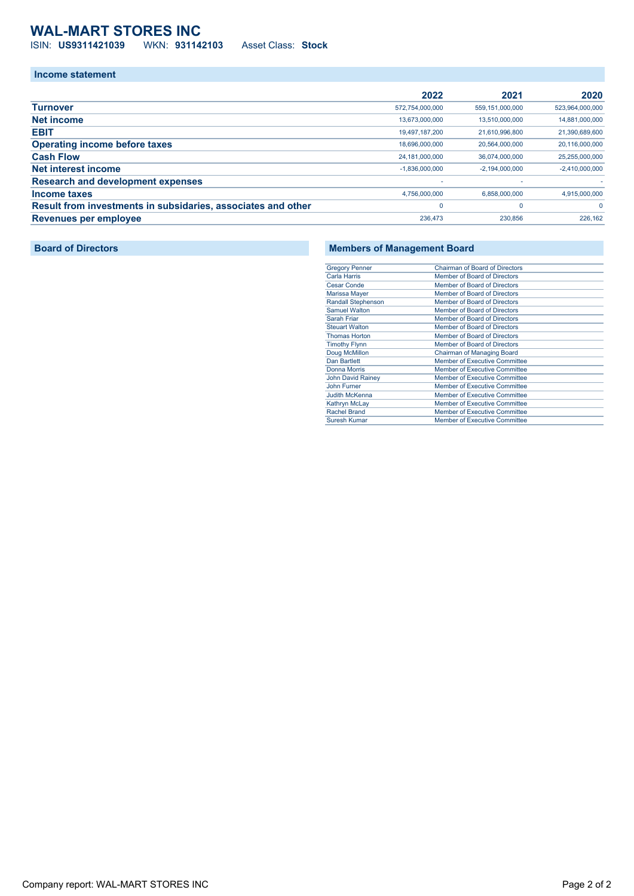# WAL-MART STORES INC

ISIN: **US9311421039** WKN: **931142103** Asset Class: **Stock**

## Income statement

| | 2022 | 2021 | 2020 |
|---|---|---|---|
| **Turnover** | 572,754,000,000 | 559,151,000,000 | 523,964,000,000 |
| **Net income** | 13,673,000,000 | 13,510,000,000 | 14,881,000,000 |
| **EBIT** | 19,497,187,200 | 21,610,996,800 | 21,390,689,600 |
| **Operating income before taxes** | 18,696,000,000 | 20,564,000,000 | 20,116,000,000 |
| **Cash Flow** | 24,181,000,000 | 36,074,000,000 | 25,255,000,000 |
| **Net interest income** | -1,836,000,000 | -2,194,000,000 | -2,410,000,000 |
| **Research and development expenses** | - | - | - |
| **Income taxes** | 4,756,000,000 | 6,858,000,000 | 4,915,000,000 |
| **Result from investments in subsidaries, associates and other** | 0 | 0 | 0 |
| **Revenues per employee** | 236,473 | 230,856 | 226,162 |

## Board of Directors

## Members of Management Board

| | |
|---|---|
| Gregory Penner | Chairman of Board of Directors |
| Carla Harris | Member of Board of Directors |
| Cesar Conde | Member of Board of Directors |
| Marissa Mayer | Member of Board of Directors |
| Randall Stephenson | Member of Board of Directors |
| Samuel Walton | Member of Board of Directors |
| Sarah Friar | Member of Board of Directors |
| Steuart Walton | Member of Board of Directors |
| Thomas Horton | Member of Board of Directors |
| Timothy Flynn | Member of Board of Directors |
| Doug McMillon | Chairman of Managing Board |
| Dan Bartlett | Member of Executive Committee |
| Donna Morris | Member of Executive Committee |
| John David Rainey | Member of Executive Committee |
| John Furner | Member of Executive Committee |
| Judith McKenna | Member of Executive Committee |
| Kathryn McLay | Member of Executive Committee |
| Rachel Brand | Member of Executive Committee |
| Suresh Kumar | Member of Executive Committee |